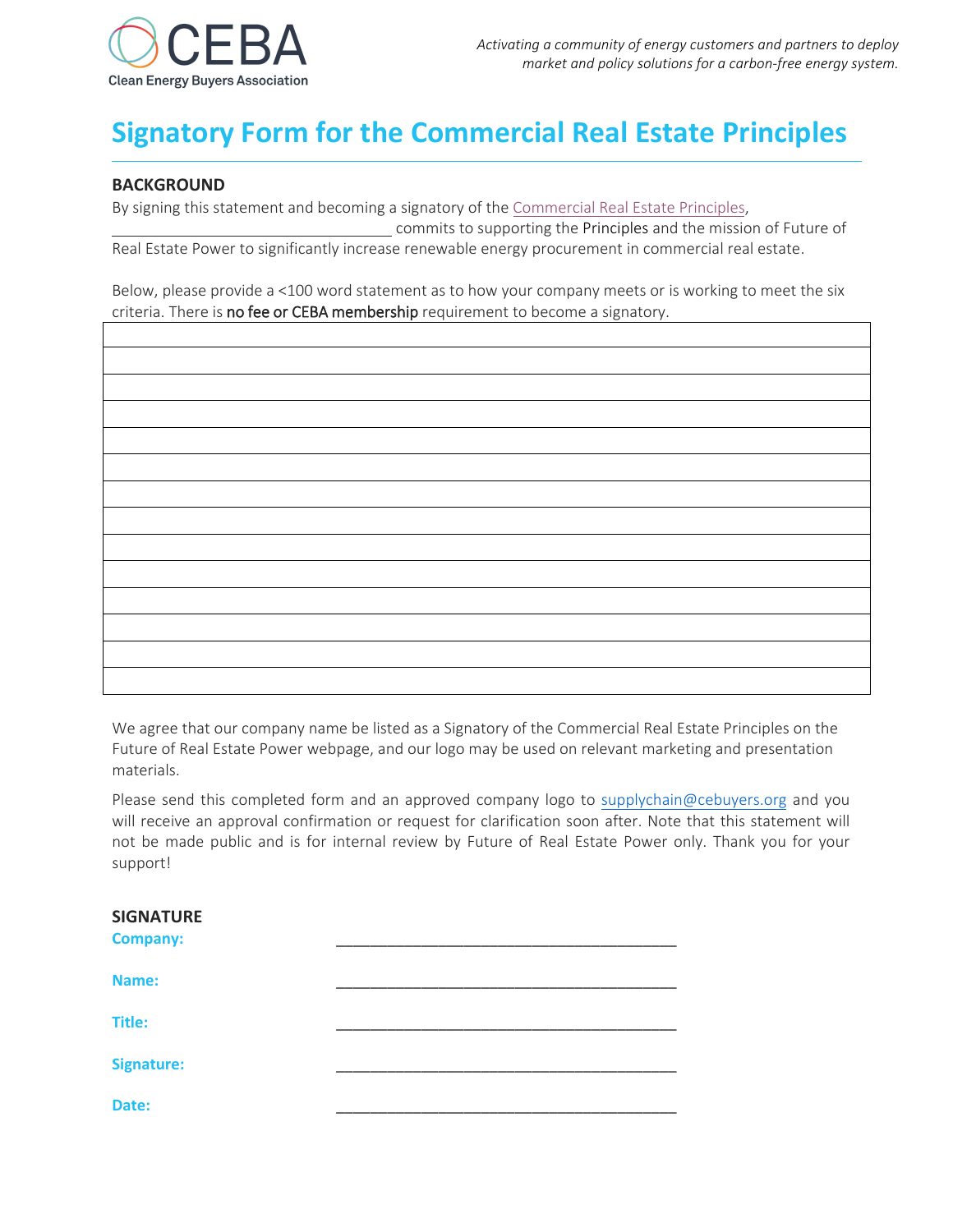CEBA
Clean Energy Buyers Association

*Activating a community of energy customers and partners to deploy market and policy solutions for a carbon-free energy system.*

# Signatory Form for the Commercial Real Estate Principles

**BACKGROUND**

By signing this statement and becoming a signatory of the Commercial Real Estate Principles, ________________________________ commits to supporting the Principles and the mission of Future of Real Estate Power to significantly increase renewable energy procurement in commercial real estate.

Below, please provide a <100 word statement as to how your company meets or is working to meet the six criteria. There is **no fee or CEBA membership** requirement to become a signatory.

| |
|---|
| |
| |
| |
| |
| |
| |
| |
| |
| |
| |
| |
| |
| |

We agree that our company name be listed as a Signatory of the Commercial Real Estate Principles on the Future of Real Estate Power webpage, and our logo may be used on relevant marketing and presentation materials.

Please send this completed form and an approved company logo to supplychain@cebuyers.org and you will receive an approval confirmation or request for clarification soon after. Note that this statement will not be made public and is for internal review by Future of Real Estate Power only. Thank you for your support!

**SIGNATURE**

**Company:** ________________________________________

**Name:** ________________________________________

**Title:** ________________________________________

**Signature:** ________________________________________

**Date:** ________________________________________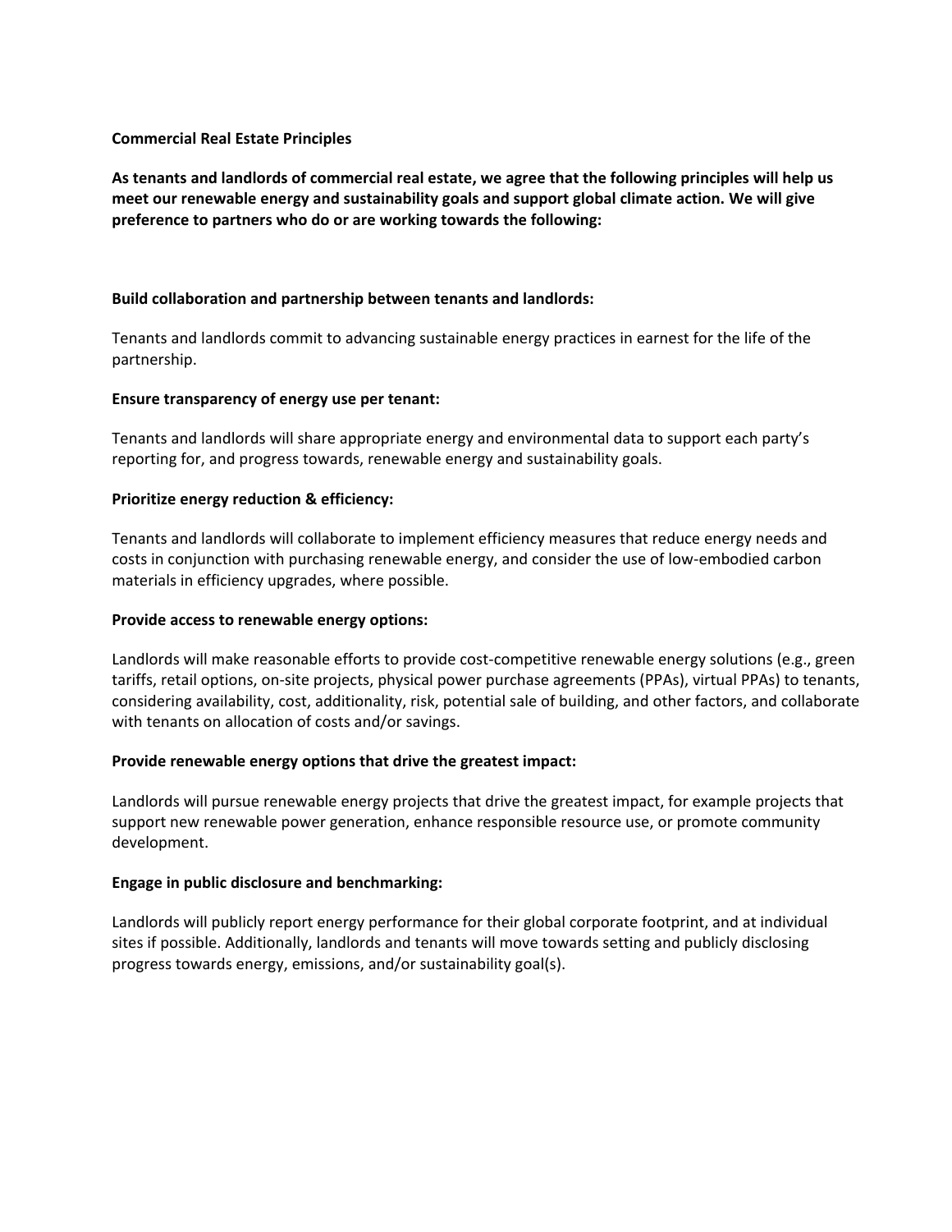**Commercial Real Estate Principles**

**As tenants and landlords of commercial real estate, we agree that the following principles will help us meet our renewable energy and sustainability goals and support global climate action. We will give preference to partners who do or are working towards the following:**

**Build collaboration and partnership between tenants and landlords:**

Tenants and landlords commit to advancing sustainable energy practices in earnest for the life of the partnership.

**Ensure transparency of energy use per tenant:**

Tenants and landlords will share appropriate energy and environmental data to support each party's reporting for, and progress towards, renewable energy and sustainability goals.

**Prioritize energy reduction & efficiency:**

Tenants and landlords will collaborate to implement efficiency measures that reduce energy needs and costs in conjunction with purchasing renewable energy, and consider the use of low-embodied carbon materials in efficiency upgrades, where possible.

**Provide access to renewable energy options:**

Landlords will make reasonable efforts to provide cost-competitive renewable energy solutions (e.g., green tariffs, retail options, on-site projects, physical power purchase agreements (PPAs), virtual PPAs) to tenants, considering availability, cost, additionality, risk, potential sale of building, and other factors, and collaborate with tenants on allocation of costs and/or savings.

**Provide renewable energy options that drive the greatest impact:**

Landlords will pursue renewable energy projects that drive the greatest impact, for example projects that support new renewable power generation, enhance responsible resource use, or promote community development.

**Engage in public disclosure and benchmarking:**

Landlords will publicly report energy performance for their global corporate footprint, and at individual sites if possible. Additionally, landlords and tenants will move towards setting and publicly disclosing progress towards energy, emissions, and/or sustainability goal(s).